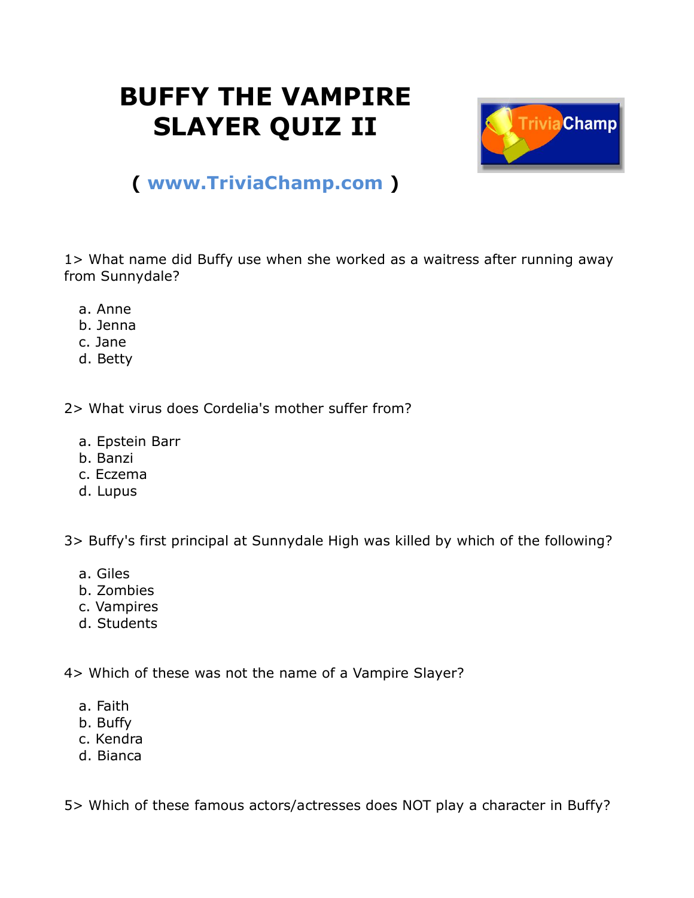# BUFFY THE VAMPIRE SLAYER QUIZ II

( www.TriviaChamp.com )

1> What name did Buffy use when she worked as a waitress after running away from Sunnydale?

a. Anne
b. Jenna
c. Jane
d. Betty

2> What virus does Cordelia's mother suffer from?

a. Epstein Barr
b. Banzi
c. Eczema
d. Lupus

3> Buffy's first principal at Sunnydale High was killed by which of the following?

a. Giles
b. Zombies
c. Vampires
d. Students

4> Which of these was not the name of a Vampire Slayer?

a. Faith
b. Buffy
c. Kendra
d. Bianca

5> Which of these famous actors/actresses does NOT play a character in Buffy?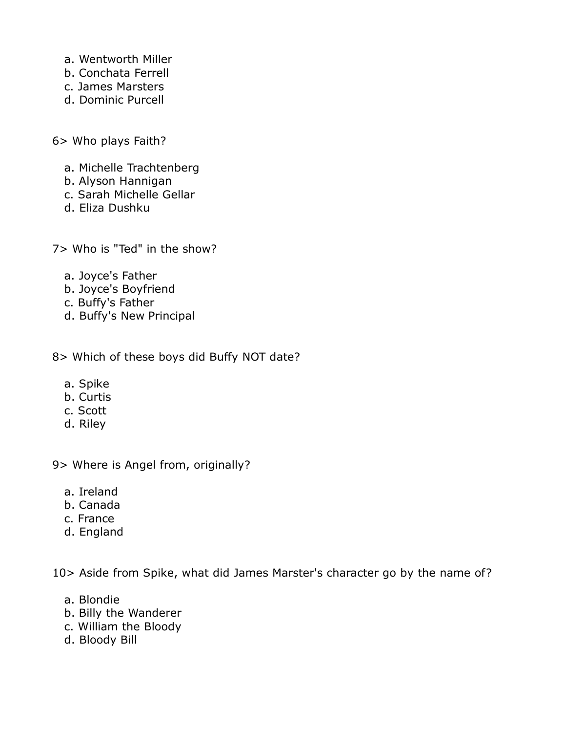a. Wentworth Miller
b. Conchata Ferrell
c. James Marsters
d. Dominic Purcell

6> Who plays Faith?

a. Michelle Trachtenberg
b. Alyson Hannigan
c. Sarah Michelle Gellar
d. Eliza Dushku

7> Who is "Ted" in the show?

a. Joyce's Father
b. Joyce's Boyfriend
c. Buffy's Father
d. Buffy's New Principal

8> Which of these boys did Buffy NOT date?

a. Spike
b. Curtis
c. Scott
d. Riley

9> Where is Angel from, originally?

a. Ireland
b. Canada
c. France
d. England

10> Aside from Spike, what did James Marster's character go by the name of?

a. Blondie
b. Billy the Wanderer
c. William the Bloody
d. Bloody Bill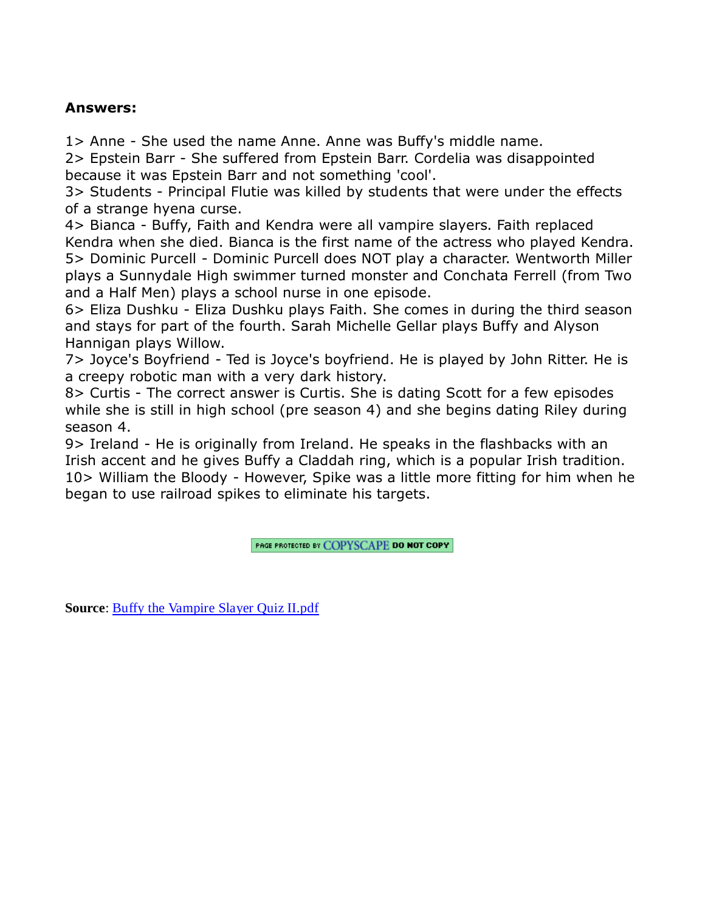**Answers:**

1> Anne - She used the name Anne. Anne was Buffy's middle name.
2> Epstein Barr - She suffered from Epstein Barr. Cordelia was disappointed because it was Epstein Barr and not something 'cool'.
3> Students - Principal Flutie was killed by students that were under the effects of a strange hyena curse.
4> Bianca - Buffy, Faith and Kendra were all vampire slayers. Faith replaced Kendra when she died. Bianca is the first name of the actress who played Kendra.
5> Dominic Purcell - Dominic Purcell does NOT play a character. Wentworth Miller plays a Sunnydale High swimmer turned monster and Conchata Ferrell (from Two and a Half Men) plays a school nurse in one episode.
6> Eliza Dushku - Eliza Dushku plays Faith. She comes in during the third season and stays for part of the fourth. Sarah Michelle Gellar plays Buffy and Alyson Hannigan plays Willow.
7> Joyce's Boyfriend - Ted is Joyce's boyfriend. He is played by John Ritter. He is a creepy robotic man with a very dark history.
8> Curtis - The correct answer is Curtis. She is dating Scott for a few episodes while she is still in high school (pre season 4) and she begins dating Riley during season 4.
9> Ireland - He is originally from Ireland. He speaks in the flashbacks with an Irish accent and he gives Buffy a Claddah ring, which is a popular Irish tradition.
10> William the Bloody - However, Spike was a little more fitting for him when he began to use railroad spikes to eliminate his targets.

PAGE PROTECTED BY COPYSCAPE DO NOT COPY

**Source**: Buffy the Vampire Slayer Quiz II.pdf